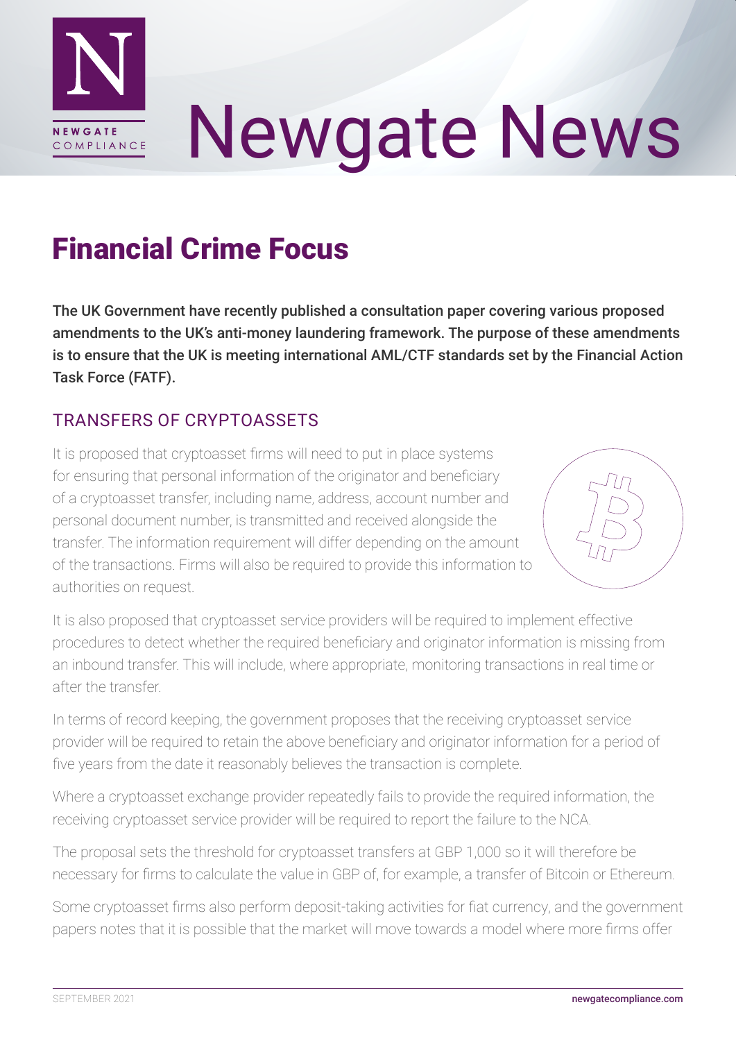# Newgate News

## Financial Crime Focus

**The UK Government have recently published a consultation paper covering various proposed amendments to the UK's anti-money laundering framework. The purpose of these amendments is to ensure that the UK is meeting international AML/CTF standards set by the Financial Action Task Force (FATF).**

### TRANSFERS OF CRYPTOASSETS

It is proposed that cryptoasset firms will need to put in place systems for ensuring that personal information of the originator and beneficiary of a cryptoasset transfer, including name, address, account number and personal document number, is transmitted and received alongside the transfer. The information requirement will differ depending on the amount of the transactions. Firms will also be required to provide this information to authorities on request.

It is also proposed that cryptoasset service providers will be required to implement effective procedures to detect whether the required beneficiary and originator information is missing from an inbound transfer. This will include, where appropriate, monitoring transactions in real time or after the transfer.

In terms of record keeping, the government proposes that the receiving cryptoasset service provider will be required to retain the above beneficiary and originator information for a period of five years from the date it reasonably believes the transaction is complete.

Where a cryptoasset exchange provider repeatedly fails to provide the required information, the receiving cryptoasset service provider will be required to report the failure to the NCA.

The proposal sets the threshold for cryptoasset transfers at GBP 1,000 so it will therefore be necessary for firms to calculate the value in GBP of, for example, a transfer of Bitcoin or Ethereum.

Some cryptoasset firms also perform deposit-taking activities for fiat currency, and the government papers notes that it is possible that the market will move towards a model where more firms offer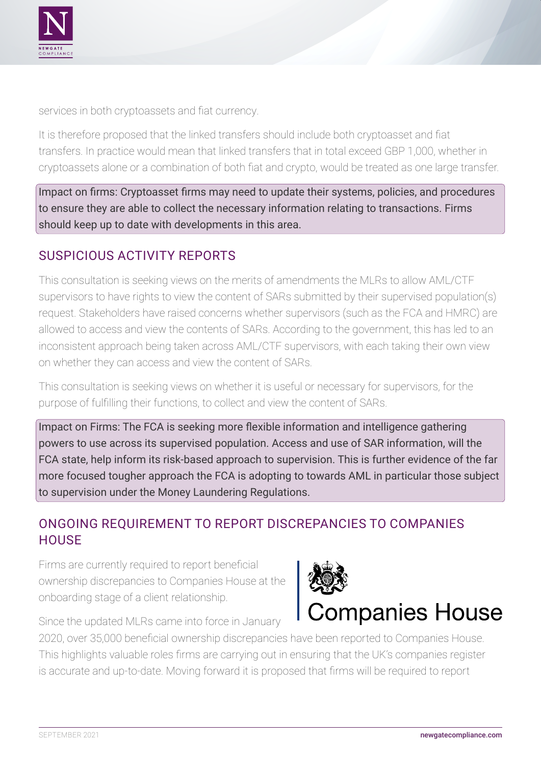services in both cryptoassets and fiat currency.

It is therefore proposed that the linked transfers should include both cryptoasset and fiat transfers. In practice would mean that linked transfers that in total exceed GBP 1,000, whether in cryptoassets alone or a combination of both fiat and crypto, would be treated as one large transfer.

Impact on firms: Cryptoasset firms may need to update their systems, policies, and procedures to ensure they are able to collect the necessary information relating to transactions. Firms should keep up to date with developments in this area.

## SUSPICIOUS ACTIVITY REPORTS

This consultation is seeking views on the merits of amendments the MLRs to allow AML/CTF supervisors to have rights to view the content of SARs submitted by their supervised population(s) request. Stakeholders have raised concerns whether supervisors (such as the FCA and HMRC) are allowed to access and view the contents of SARs. According to the government, this has led to an inconsistent approach being taken across AML/CTF supervisors, with each taking their own view on whether they can access and view the content of SARs.

This consultation is seeking views on whether it is useful or necessary for supervisors, for the purpose of fulfilling their functions, to collect and view the content of SARs.

Impact on Firms: The FCA is seeking more flexible information and intelligence gathering powers to use across its supervised population. Access and use of SAR information, will the FCA state, help inform its risk-based approach to supervision. This is further evidence of the far more focused tougher approach the FCA is adopting to towards AML in particular those subject to supervision under the Money Laundering Regulations.

## ONGOING REQUIREMENT TO REPORT DISCREPANCIES TO COMPANIES HOUSE

Firms are currently required to report beneficial ownership discrepancies to Companies House at the onboarding stage of a client relationship.

Since the updated MLRs came into force in January 2020, over 35,000 beneficial ownership discrepancies have been reported to Companies House. This highlights valuable roles firms are carrying out in ensuring that the UK's companies register is accurate and up-to-date. Moving forward it is proposed that firms will be required to report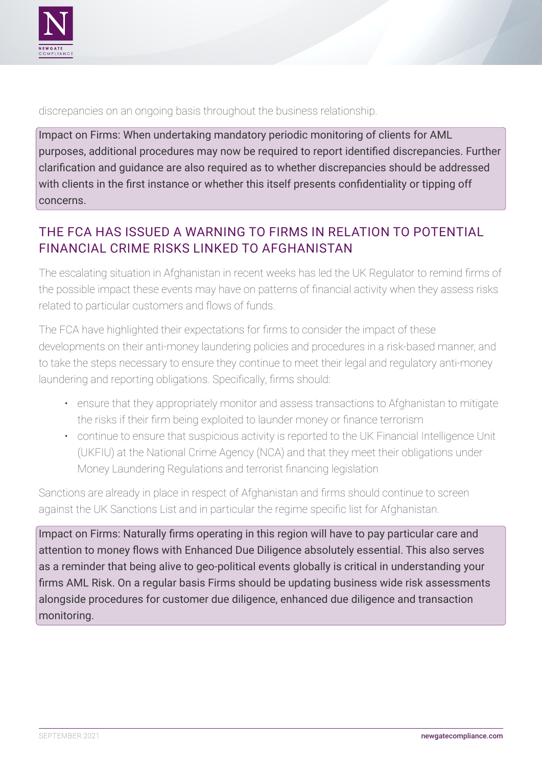discrepancies on an ongoing basis throughout the business relationship.

Impact on Firms: When undertaking mandatory periodic monitoring of clients for AML purposes, additional procedures may now be required to report identified discrepancies. Further clarification and guidance are also required as to whether discrepancies should be addressed with clients in the first instance or whether this itself presents confidentiality or tipping off concerns.

## THE FCA HAS ISSUED A WARNING TO FIRMS IN RELATION TO POTENTIAL FINANCIAL CRIME RISKS LINKED TO AFGHANISTAN

The escalating situation in Afghanistan in recent weeks has led the UK Regulator to remind firms of the possible impact these events may have on patterns of financial activity when they assess risks related to particular customers and flows of funds.

The FCA have highlighted their expectations for firms to consider the impact of these developments on their anti-money laundering policies and procedures in a risk-based manner, and to take the steps necessary to ensure they continue to meet their legal and regulatory anti-money laundering and reporting obligations. Specifically, firms should:

- ensure that they appropriately monitor and assess transactions to Afghanistan to mitigate the risks if their firm being exploited to launder money or finance terrorism
- continue to ensure that suspicious activity is reported to the UK Financial Intelligence Unit (UKFIU) at the National Crime Agency (NCA) and that they meet their obligations under Money Laundering Regulations and terrorist financing legislation

Sanctions are already in place in respect of Afghanistan and firms should continue to screen against the UK Sanctions List and in particular the regime specific list for Afghanistan.

Impact on Firms: Naturally firms operating in this region will have to pay particular care and attention to money flows with Enhanced Due Diligence absolutely essential. This also serves as a reminder that being alive to geo-political events globally is critical in understanding your firms AML Risk. On a regular basis Firms should be updating business wide risk assessments alongside procedures for customer due diligence, enhanced due diligence and transaction monitoring.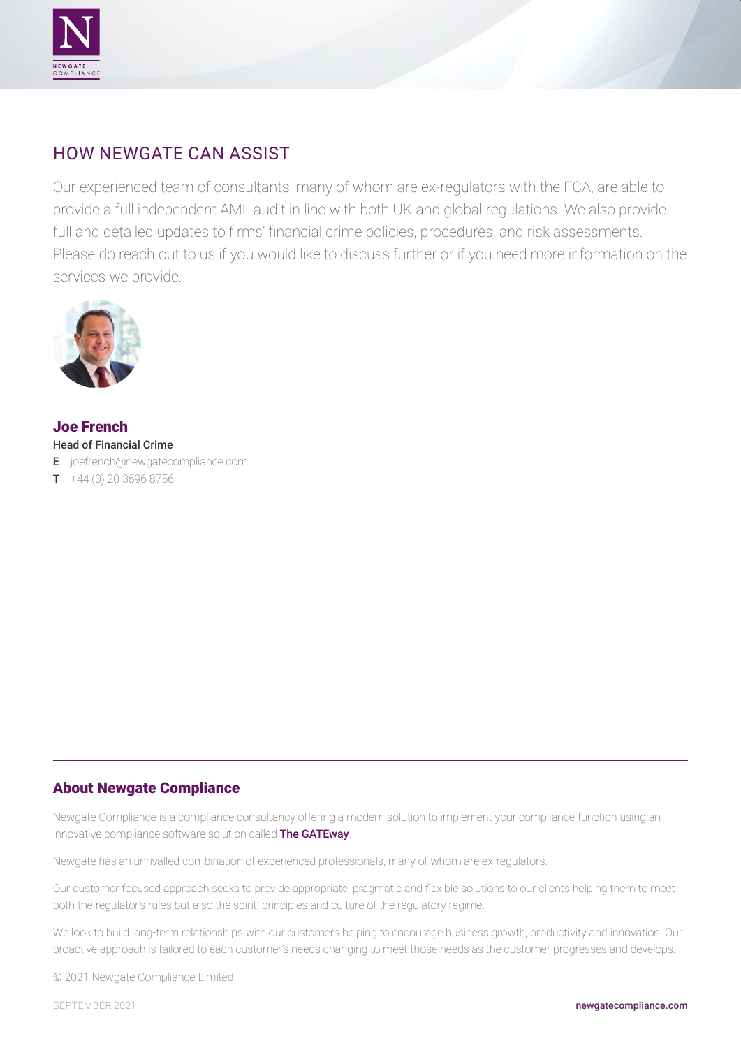## HOW NEWGATE CAN ASSIST

Our experienced team of consultants, many of whom are ex-regulators with the FCA, are able to provide a full independent AML audit in line with both UK and global regulations. We also provide full and detailed updates to firms' financial crime policies, procedures, and risk assessments. Please do reach out to us if you would like to discuss further or if you need more information on the services we provide.

**Joe French**
Head of Financial Crime
**E** joefrench@newgatecompliance.com
**T** +44 (0) 20 3696 8756

### About Newgate Compliance

Newgate Compliance is a compliance consultancy offering a modern solution to implement your compliance function using an innovative compliance software solution called **The GATEway**.

Newgate has an unrivalled combination of experienced professionals, many of whom are ex-regulators.

Our customer focused approach seeks to provide appropriate, pragmatic and flexible solutions to our clients helping them to meet both the regulator's rules but also the spirit, principles and culture of the regulatory regime.

We look to build long-term relationships with our customers helping to encourage business growth, productivity and innovation. Our proactive approach is tailored to each customer's needs changing to meet those needs as the customer progresses and develops.

© 2021 Newgate Compliance Limited

SEPTEMBER 2021

newgatecompliance.com